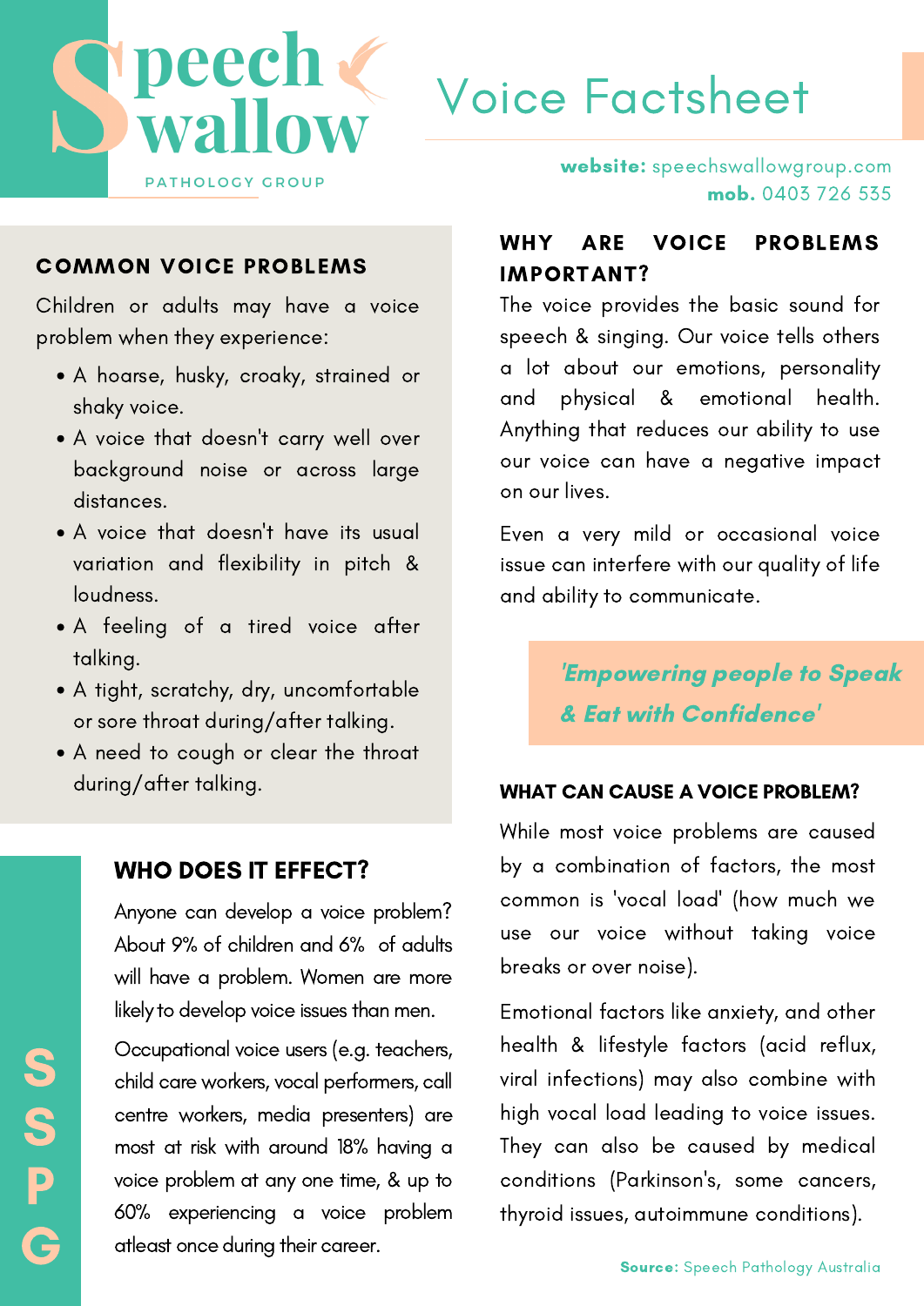# Speech Swallow

PATHOLOGY GROUP

# Voice Factsheet

**website:** speechswallowgroup.com
**mob.** 0403 726 535

## COMMON VOICE PROBLEMS

Children or adults may have a voice problem when they experience:

- A hoarse, husky, croaky, strained or shaky voice.
- A voice that doesn't carry well over background noise or across large distances.
- A voice that doesn't have its usual variation and flexibility in pitch & loudness.
- A feeling of a tired voice after talking.
- A tight, scratchy, dry, uncomfortable or sore throat during/after talking.
- A need to cough or clear the throat during/after talking.

## WHO DOES IT EFFECT?

Anyone can develop a voice problem? About 9% of children and 6% of adults will have a problem. Women are more likely to develop voice issues than men.

Occupational voice users (e.g. teachers, child care workers, vocal performers, call centre workers, media presenters) are most at risk with around 18% having a voice problem at any one time, & up to 60% experiencing a voice problem atleast once during their career.

## WHY ARE VOICE PROBLEMS IMPORTANT?

The voice provides the basic sound for speech & singing. Our voice tells others a lot about our emotions, personality and physical & emotional health. Anything that reduces our ability to use our voice can have a negative impact on our lives.

Even a very mild or occasional voice issue can interfere with our quality of life and ability to communicate.

*'Empowering people to Speak & Eat with Confidence'*

## WHAT CAN CAUSE A VOICE PROBLEM?

While most voice problems are caused by a combination of factors, the most common is 'vocal load' (how much we use our voice without taking voice breaks or over noise).

Emotional factors like anxiety, and other health & lifestyle factors (acid reflux, viral infections) may also combine with high vocal load leading to voice issues. They can also be caused by medical conditions (Parkinson's, some cancers, thyroid issues, autoimmune conditions).

**Source:** Speech Pathology Australia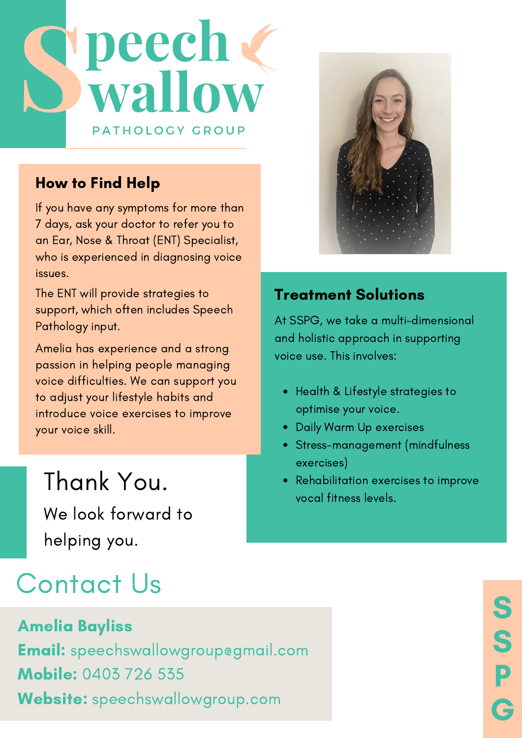# Speech Swallow

PATHOLOGY GROUP

## How to Find Help

If you have any symptoms for more than 7 days, ask your doctor to refer you to an Ear, Nose & Throat (ENT) Specialist, who is experienced in diagnosing voice issues.

The ENT will provide strategies to support, which often includes Speech Pathology input.

Amelia has experience and a strong passion in helping people managing voice difficulties. We can support you to adjust your lifestyle habits and introduce voice exercises to improve your voice skill.

## Treatment Solutions

At SSPG, we take a multi-dimensional and holistic approach in supporting voice use. This involves:

- Health & Lifestyle strategies to optimise your voice.
- Daily Warm Up exercises
- Stress-management (mindfulness exercises)
- Rehabilitation exercises to improve vocal fitness levels.

## Thank You.

We look forward to helping you.

## Contact Us

**Amelia Bayliss**

**Email:** speechswallowgroup@gmail.com

**Mobile:** 0403 726 535

**Website:** speechswallowgroup.com

SSPG